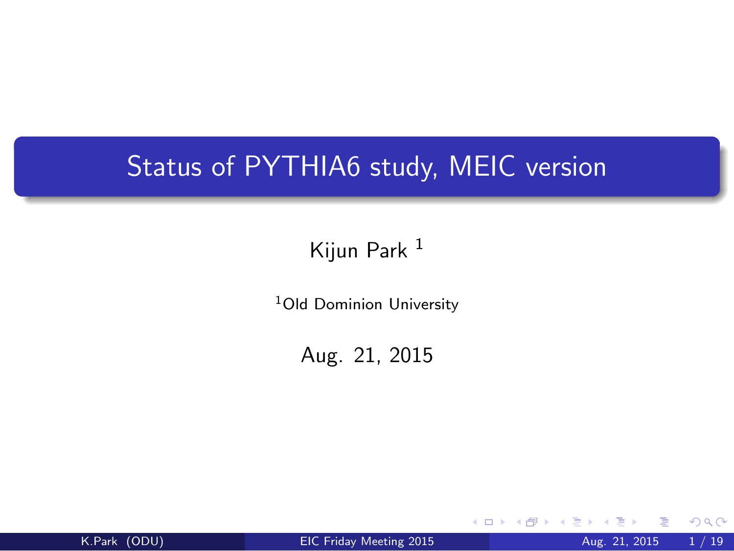# Status of PYTHIA6 study, MEIC version

Kijun Park [1]

[1]Old Dominion University

Aug. 21, 2015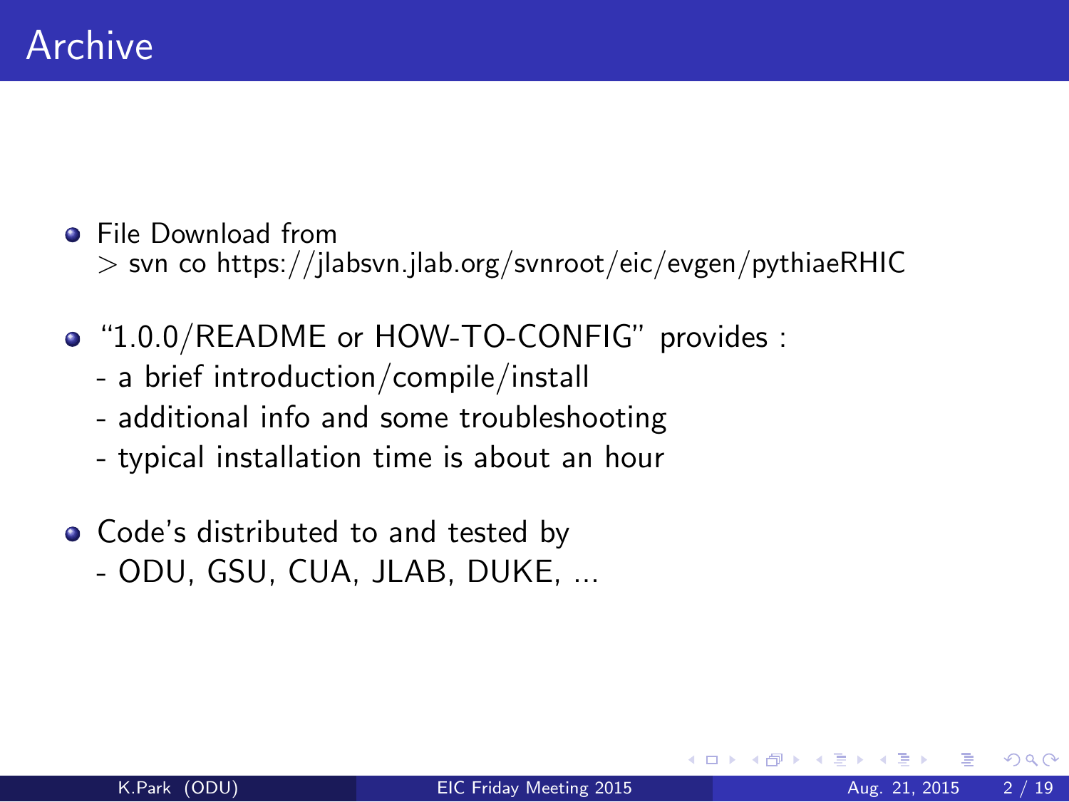# Archive

- File Download from
  > svn co https://jlabsvn.jlab.org/svnroot/eic/evgen/pythiaeRHIC

- "1.0.0/README or HOW-TO-CONFIG" provides :
  - a brief introduction/compile/install
  - additional info and some troubleshooting
  - typical installation time is about an hour

- Code's distributed to and tested by
  - ODU, GSU, CUA, JLAB, DUKE, ...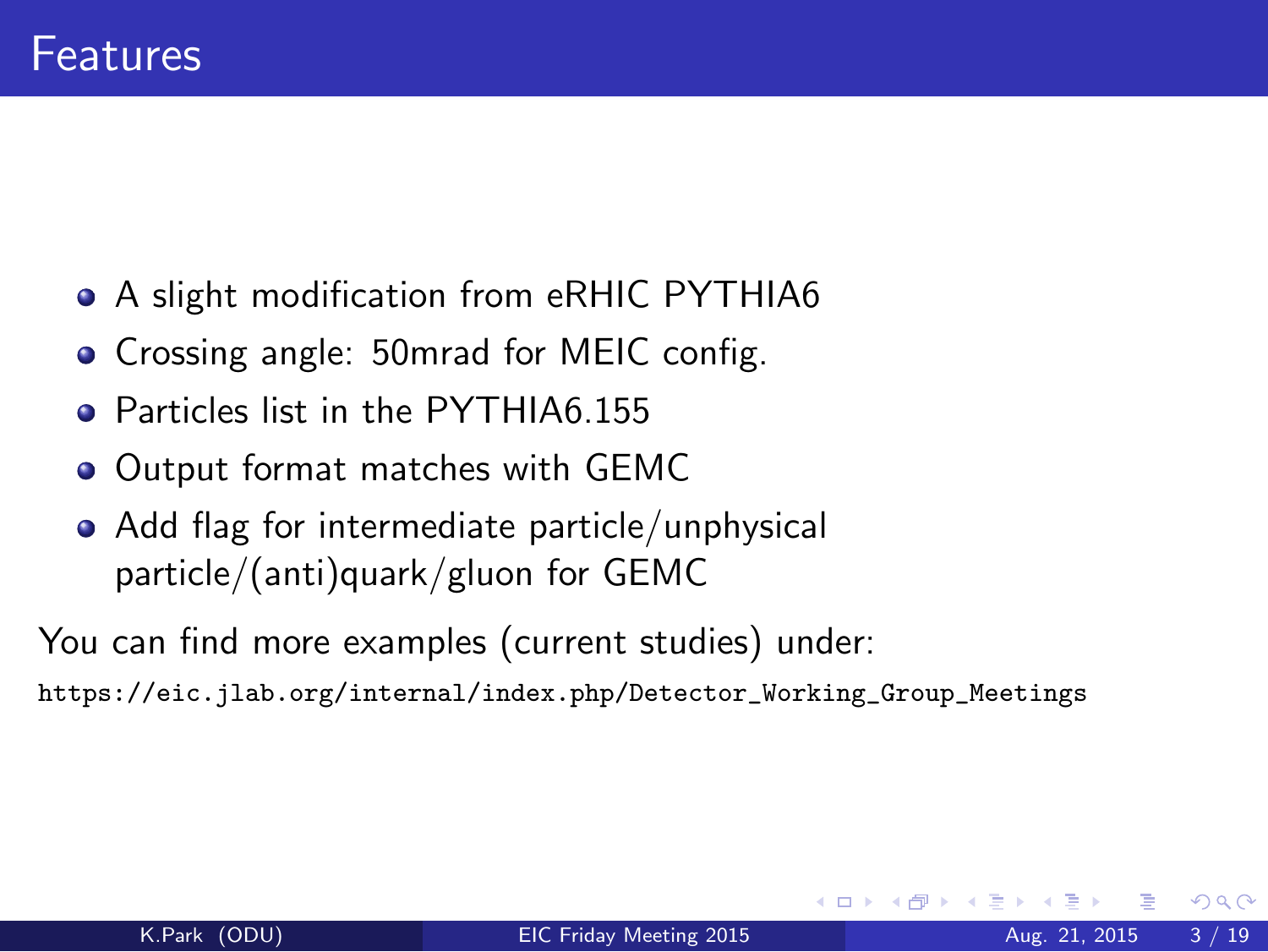# Features

- A slight modification from eRHIC PYTHIA6
- Crossing angle: 50mrad for MEIC config.
- Particles list in the PYTHIA6.155
- Output format matches with GEMC
- Add flag for intermediate particle/unphysical particle/(anti)quark/gluon for GEMC

You can find more examples (current studies) under:

`https://eic.jlab.org/internal/index.php/Detector_Working_Group_Meetings`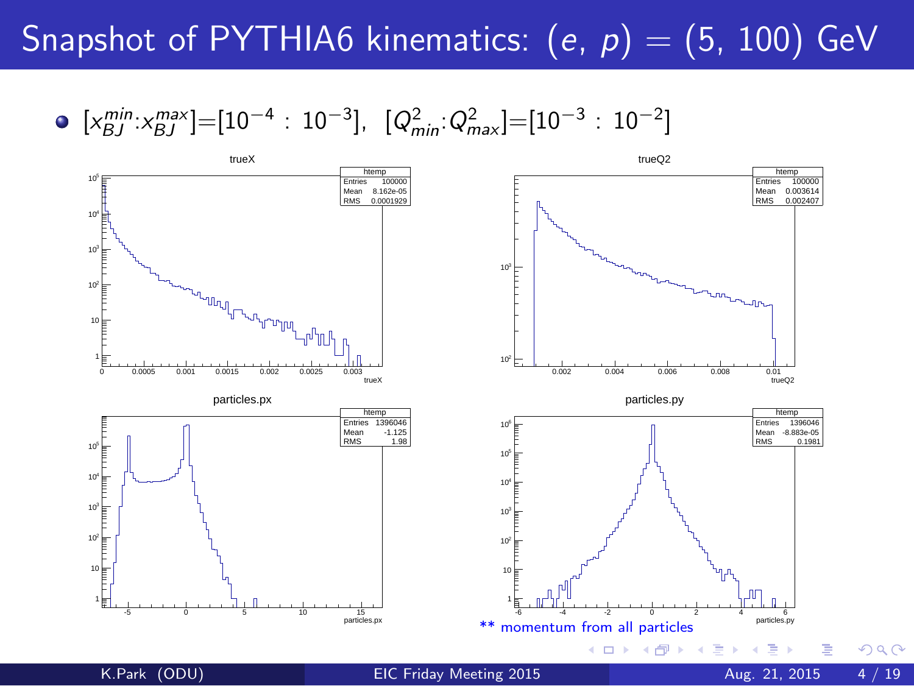# Snapshot of PYTHIA6 kinematics: $(e, p) = (5, 100)$ GeV

- $[x_{BJ}^{min}:x_{BJ}^{max}]=[10^{-4} : 10^{-3}]$, $[Q^2_{min}:Q^2_{max}]=[10^{-3} : 10^{-2}]$

trueX

| htemp | |
|---|---|
| Entries | 100000 |
| Mean | 8.162e-05 |
| RMS | 0.0001929 |

trueQ2

| htemp | |
|---|---|
| Entries | 100000 |
| Mean | 0.003614 |
| RMS | 0.002407 |

particles.px

| htemp | |
|---|---|
| Entries | 1396046 |
| Mean | -1.125 |
| RMS | 1.98 |

particles.py

| htemp | |
|---|---|
| Entries | 1396046 |
| Mean | -8.883e-05 |
| RMS | 0.1981 |

** momentum from all particles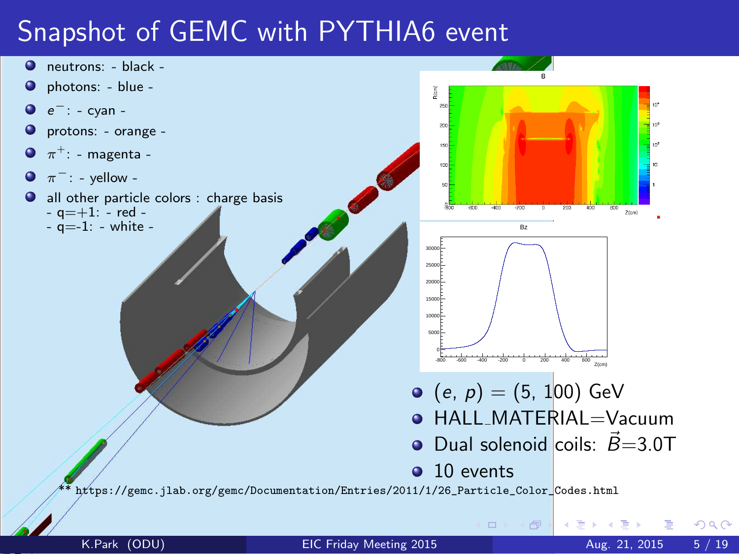# Snapshot of GEMC with PYTHIA6 event

- neutrons: - black -
- photons: - blue -
- $e^-$: - cyan -
- protons: - orange -
- $\pi^+$: - magenta -
- $\pi^-$: - yellow -
- all other particle colors : charge basis
  - q=+1: - red -
  - q=-1: - white -

- $(e, p) = (5, 100)$ GeV
- HALL_MATERIAL=Vacuum
- Dual solenoid coils: $\vec{B}$=3.0T
- 10 events

** https://gemc.jlab.org/gemc/Documentation/Entries/2011/1/26_Particle_Color_Codes.html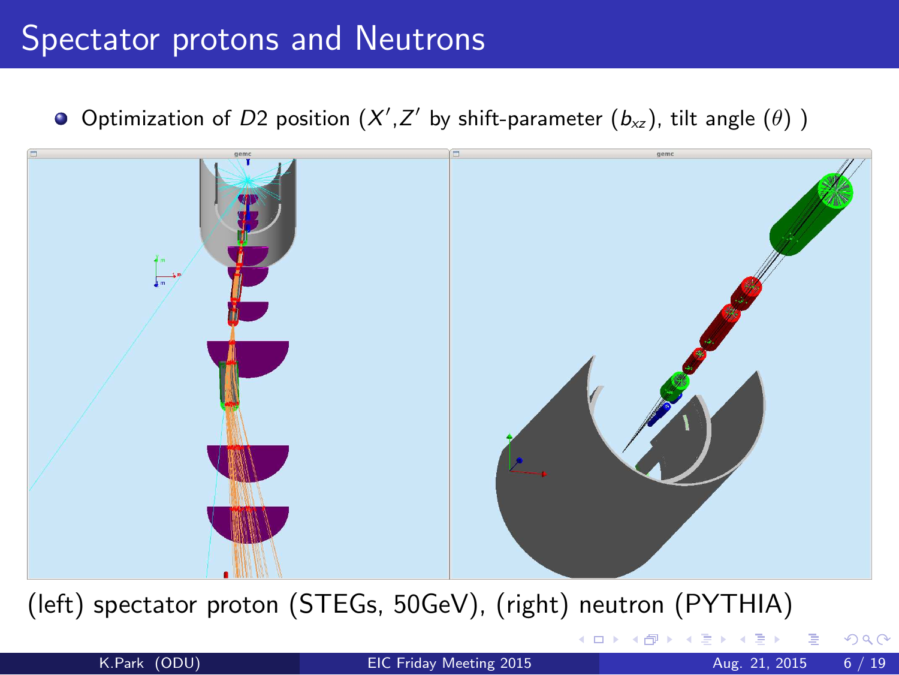# Spectator protons and Neutrons

- Optimization of $D2$ position ($X'$,$Z'$ by shift-parameter ($b_{xz}$), tilt angle ($\theta$) )

(left) spectator proton (STEGs, 50GeV), (right) neutron (PYTHIA)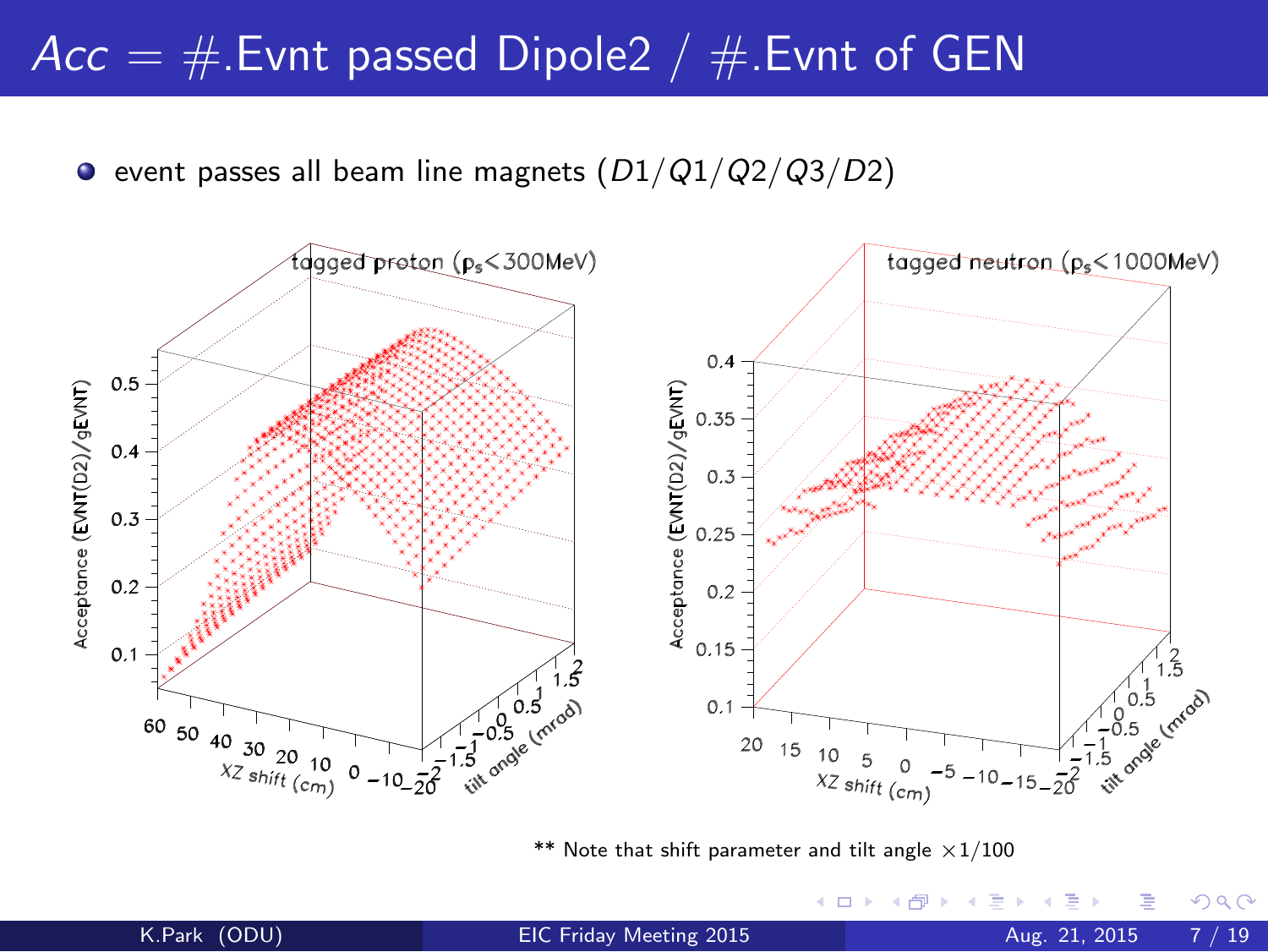# $Acc$ = #.Evnt passed Dipole2 / #.Evnt of GEN

- event passes all beam line magnets ($D1/Q1/Q2/Q3/D2$)

** Note that shift parameter and tilt angle $\times 1/100$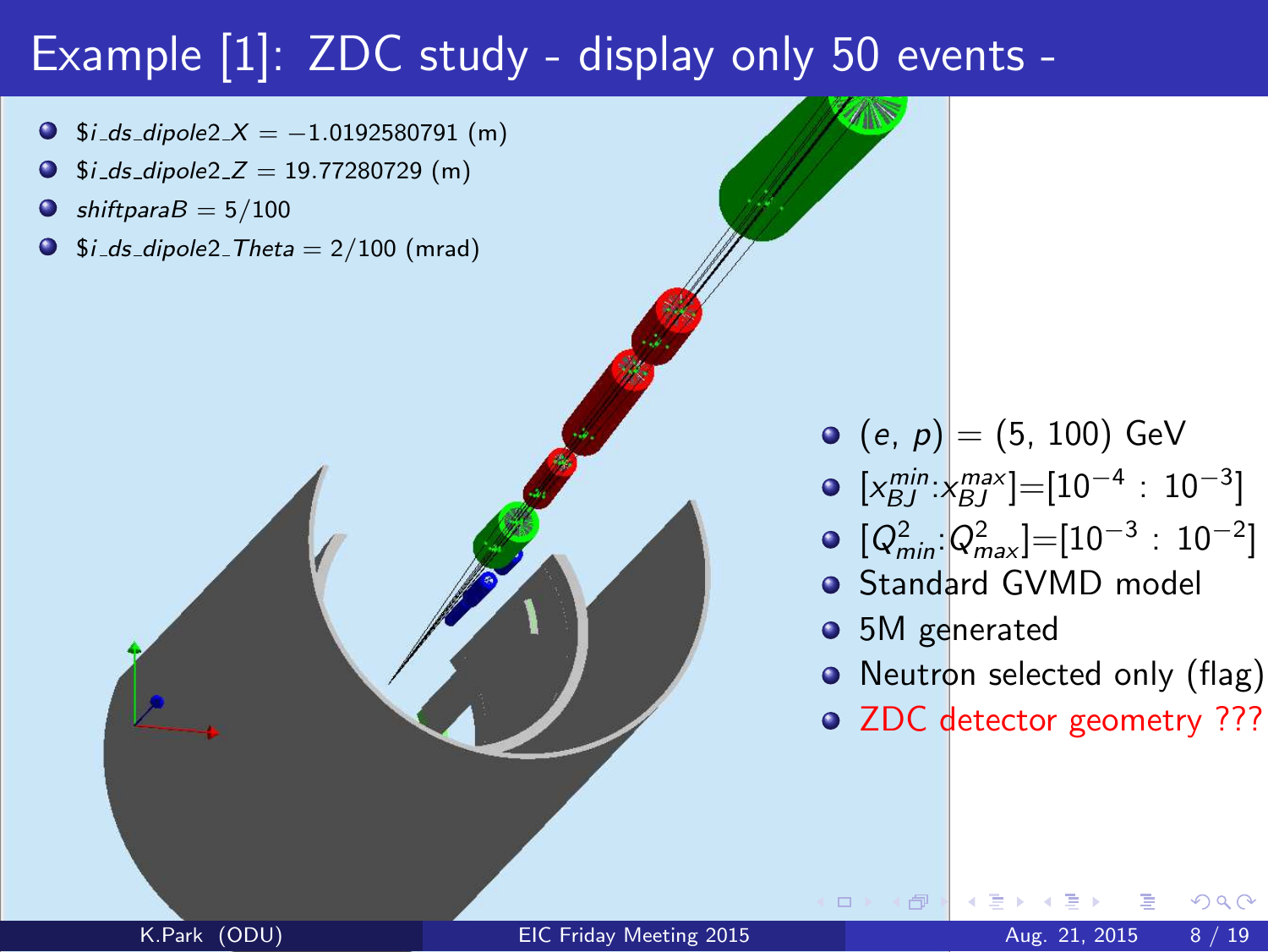# Example [1]: ZDC study - display only 50 events -

- $\$i\_ds\_dipole2\_X = -1.0192580791$ (m)
- $\$i\_ds\_dipole2\_Z = 19.77280729$ (m)
- $shiftparaB = 5/100$
- $\$i\_ds\_dipole2\_Theta = 2/100$ (mrad)

- $(e, p) = (5, 100)$ GeV
- $[x_{BJ}^{min}:x_{BJ}^{max}]=[10^{-4} : 10^{-3}]$
- $[Q^2_{min}:Q^2_{max}]=[10^{-3} : 10^{-2}]$
- Standard GVMD model
- 5M generated
- Neutron selected only (flag)
- ZDC detector geometry ???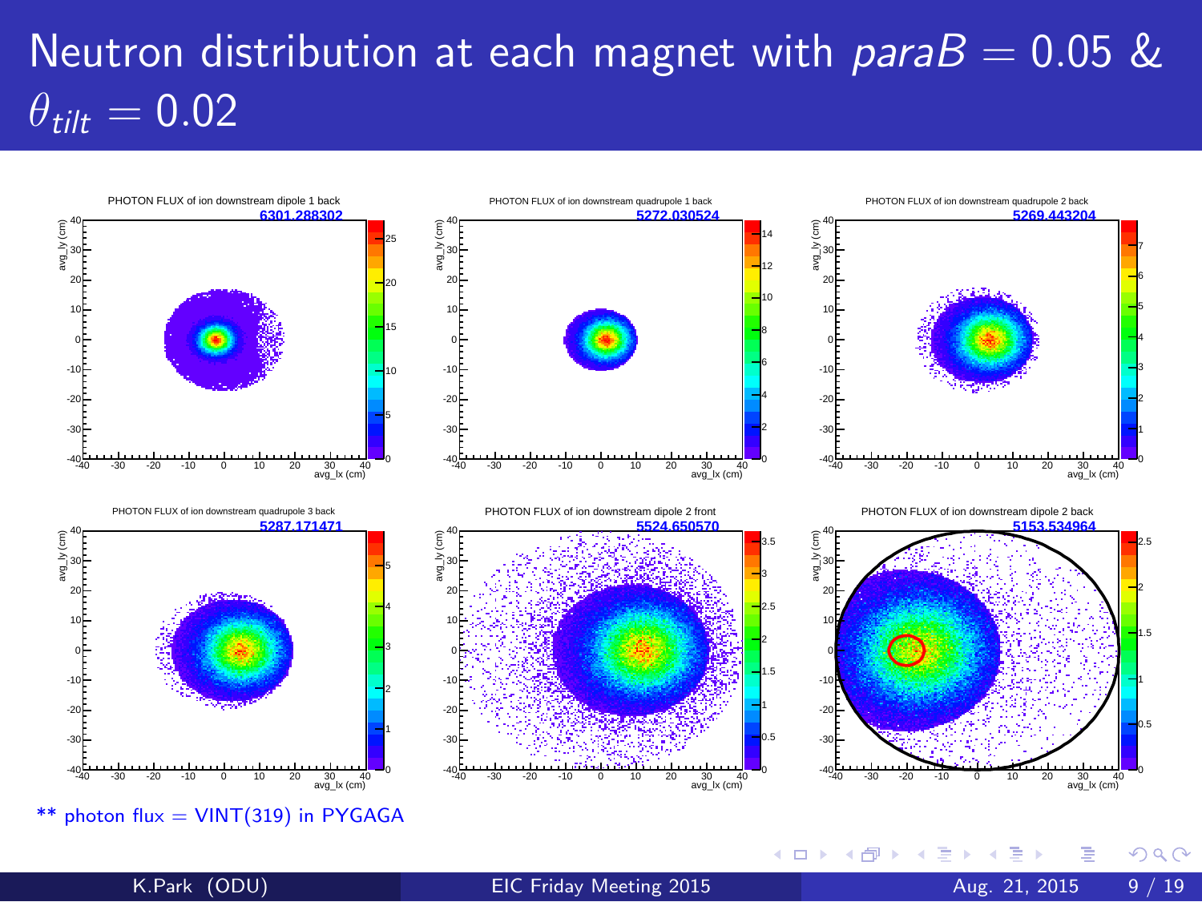# Neutron distribution at each magnet with $paraB = 0.05$ & $\theta_{tilt} = 0.02$

PHOTON FLUX of ion downstream dipole 1 back — 6301.288302

PHOTON FLUX of ion downstream quadrupole 1 back — 5272.030524

PHOTON FLUX of ion downstream quadrupole 2 back — 5269.443204

PHOTON FLUX of ion downstream quadrupole 3 back — 5287.171471

PHOTON FLUX of ion downstream dipole 2 front — 5524.650570

PHOTON FLUX of ion downstream dipole 2 back — 5153.534964

** photon flux = VINT(319) in PYGAGA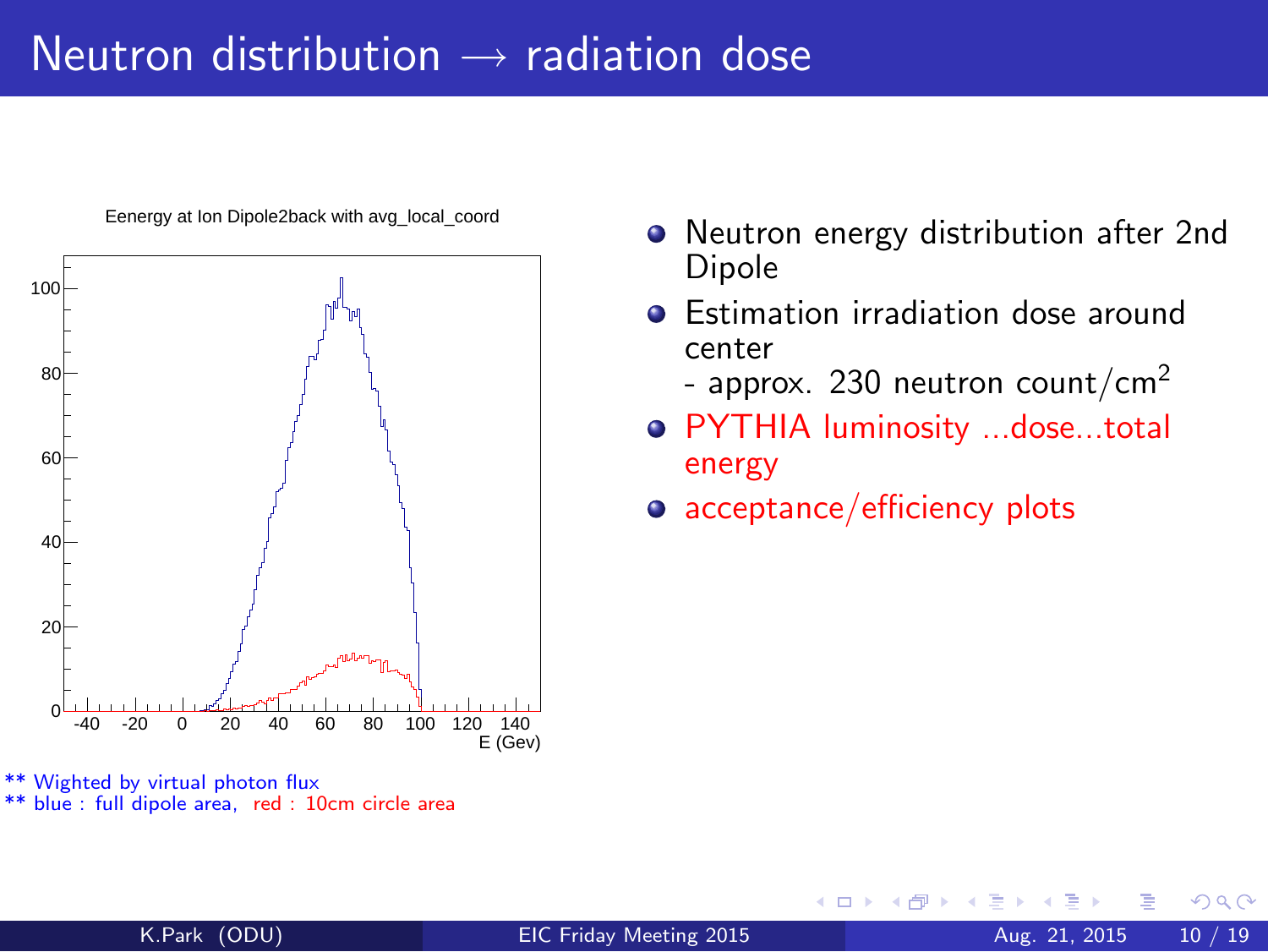# Neutron distribution → radiation dose

Eenergy at Ion Dipole2back with avg_local_coord

** Wighted by virtual photon flux
** blue : full dipole area, red : 10cm circle area

- Neutron energy distribution after 2nd Dipole
- Estimation irradiation dose around center
  - approx. 230 neutron count/$cm^2$
- PYTHIA luminosity ...dose...total energy
- acceptance/efficiency plots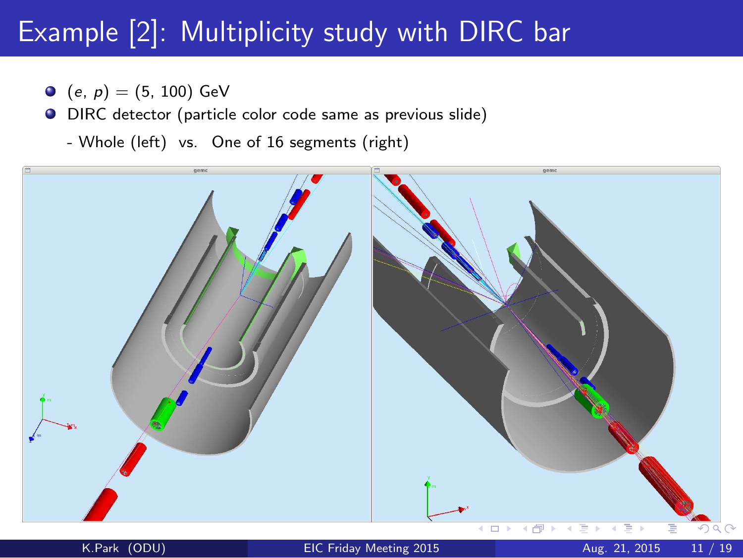# Example [2]: Multiplicity study with DIRC bar

- $(e, p) = (5, 100)$ GeV
- DIRC detector (particle color code same as previous slide)
  - Whole (left) vs. One of 16 segments (right)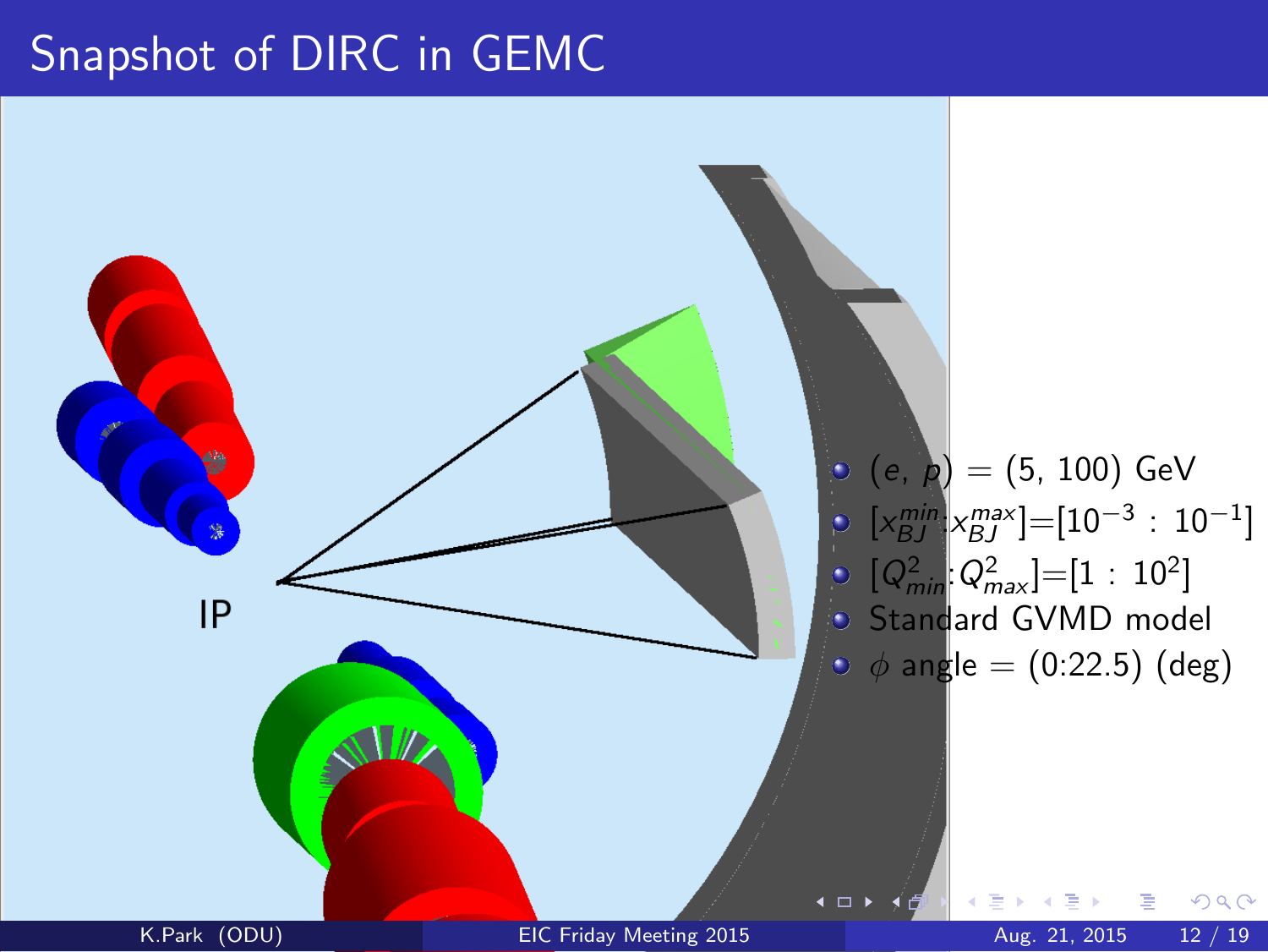# Snapshot of DIRC in GEMC

IP

- $(e, p) = (5, 100)$ GeV
- $[x_{BJ}^{min} : x_{BJ}^{max}]$=$[10^{-3} : 10^{-1}]$
- $[Q^2_{min} : Q^2_{max}]$=$[1 : 10^2]$
- Standard GVMD model
- $\phi$ angle = (0:22.5) (deg)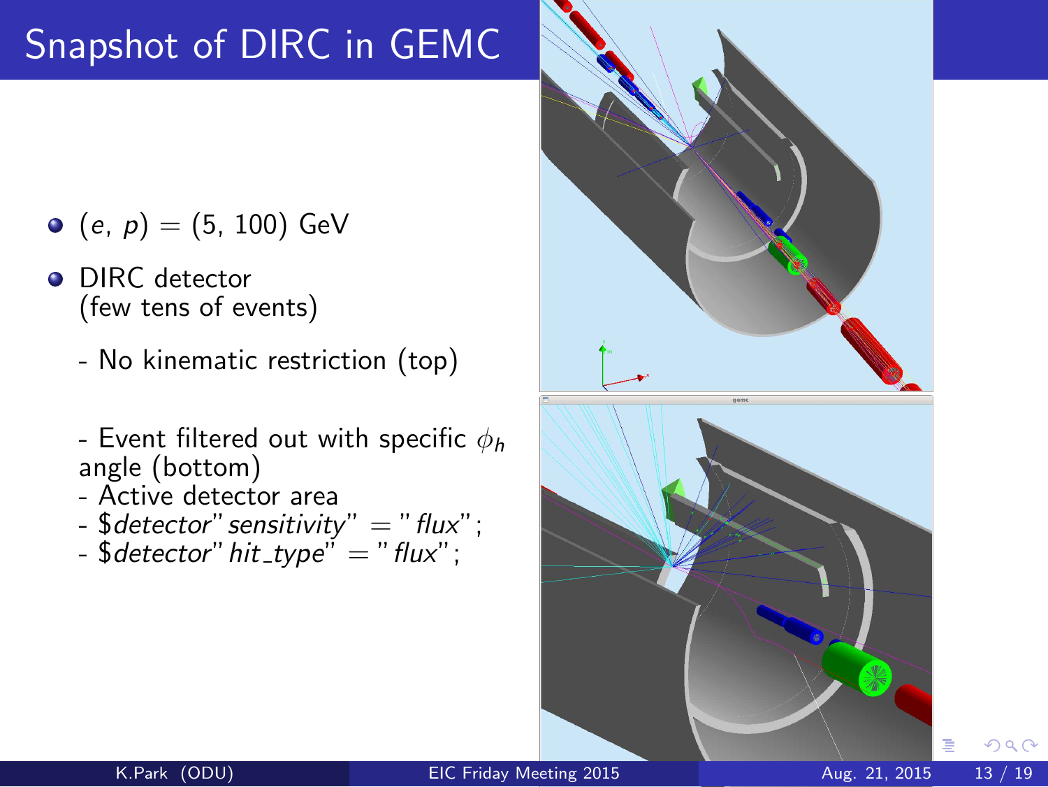# Snapshot of DIRC in GEMC

- $(e,\ p) = (5,\ 100)$ GeV
- DIRC detector
  (few tens of events)

  - No kinematic restriction (top)

  - Event filtered out with specific $\phi_h$ angle (bottom)
  - Active detector area
  - $detector"sensitivity" = "flux";
  - $detector"hit_type" = "flux";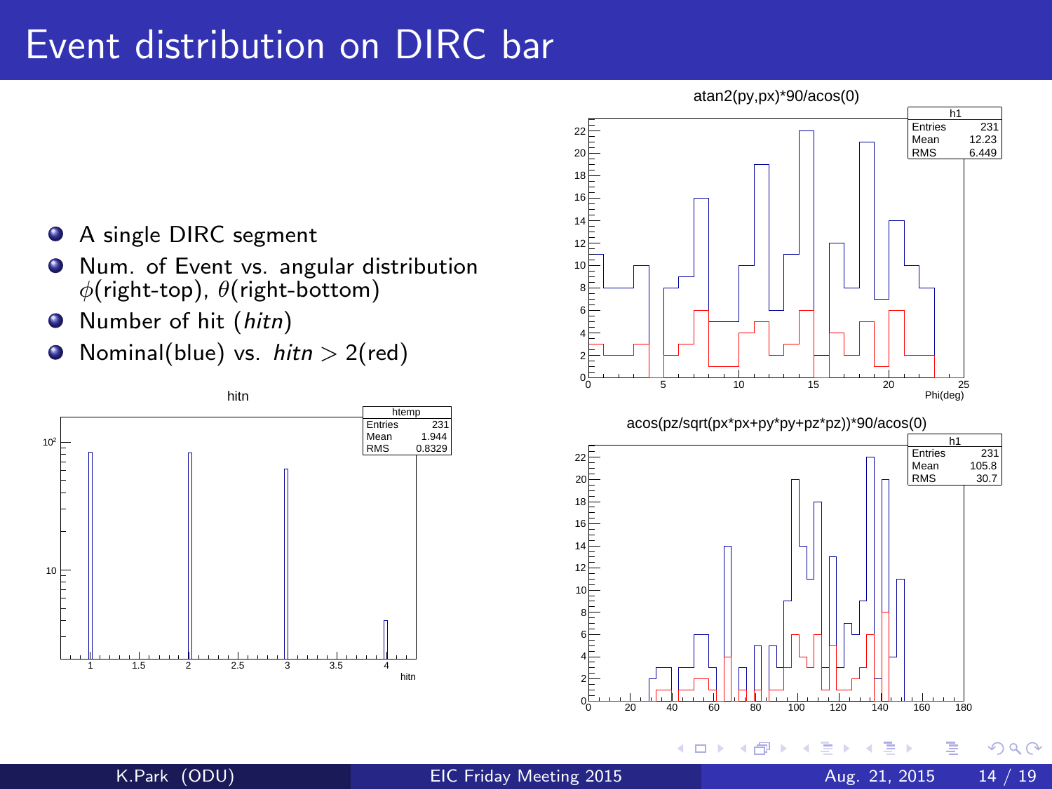# Event distribution on DIRC bar

- A single DIRC segment
- Num. of Event vs. angular distribution $\phi$(right-top), $\theta$(right-bottom)
- Number of hit (*hitn*)
- Nominal(blue) vs. *hitn* $> 2$(red)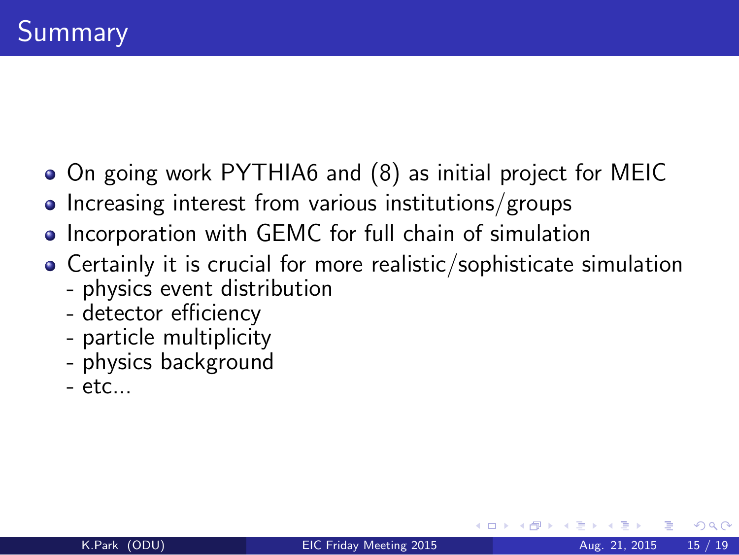# Summary

- On going work PYTHIA6 and (8) as initial project for MEIC
- Increasing interest from various institutions/groups
- Incorporation with GEMC for full chain of simulation
- Certainly it is crucial for more realistic/sophisticate simulation
  - physics event distribution
  - detector efficiency
  - particle multiplicity
  - physics background
  - etc...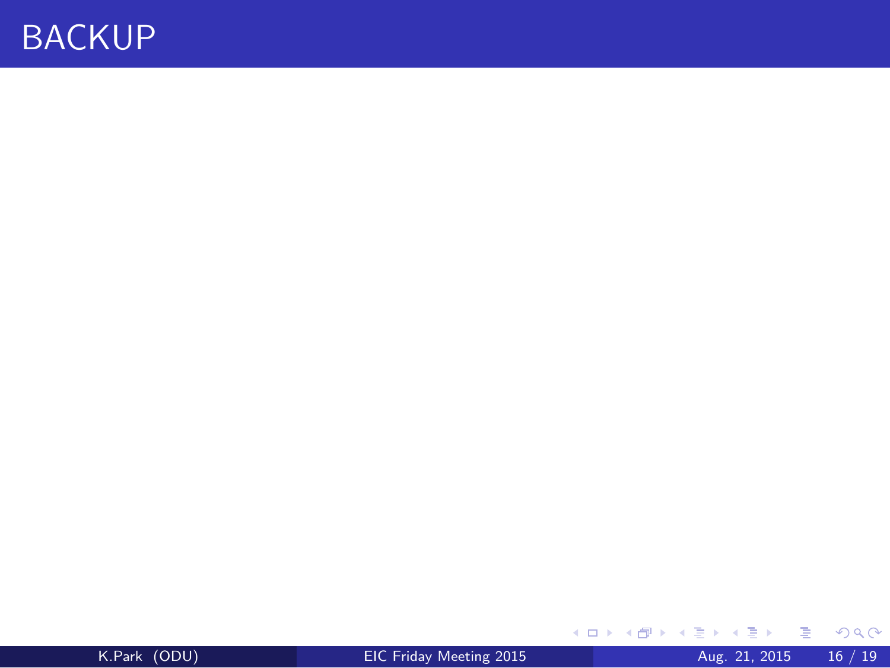# BACKUP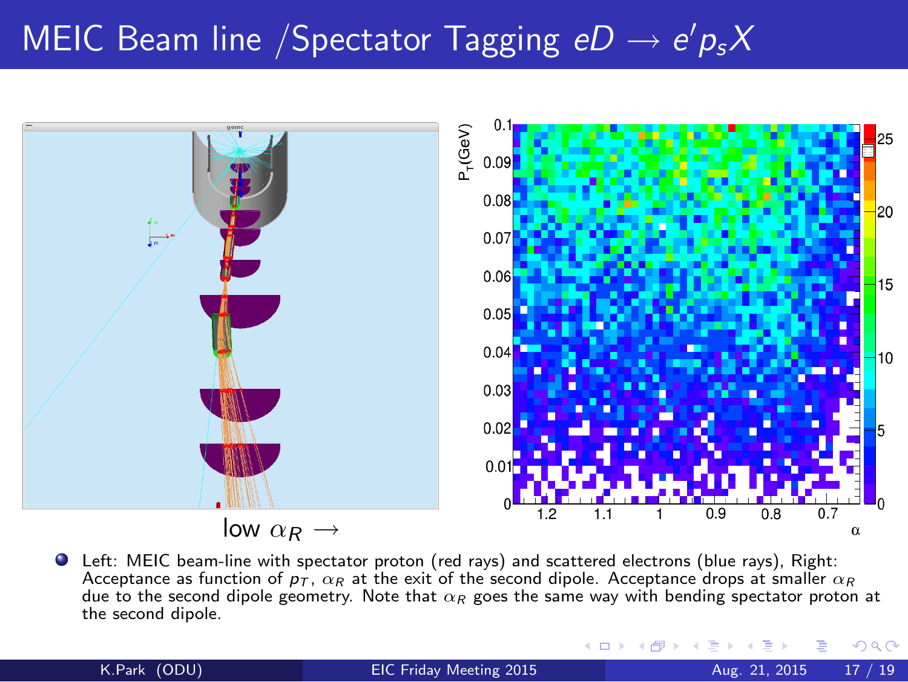# MEIC Beam line /Spectator Tagging $eD \rightarrow e'p_sX$

low $\alpha_R$ $\rightarrow$

- Left: MEIC beam-line with spectator proton (red rays) and scattered electrons (blue rays), Right: Acceptance as function of $p_T$, $\alpha_R$ at the exit of the second dipole. Acceptance drops at smaller $\alpha_R$ due to the second dipole geometry. Note that $\alpha_R$ goes the same way with bending spectator proton at the second dipole.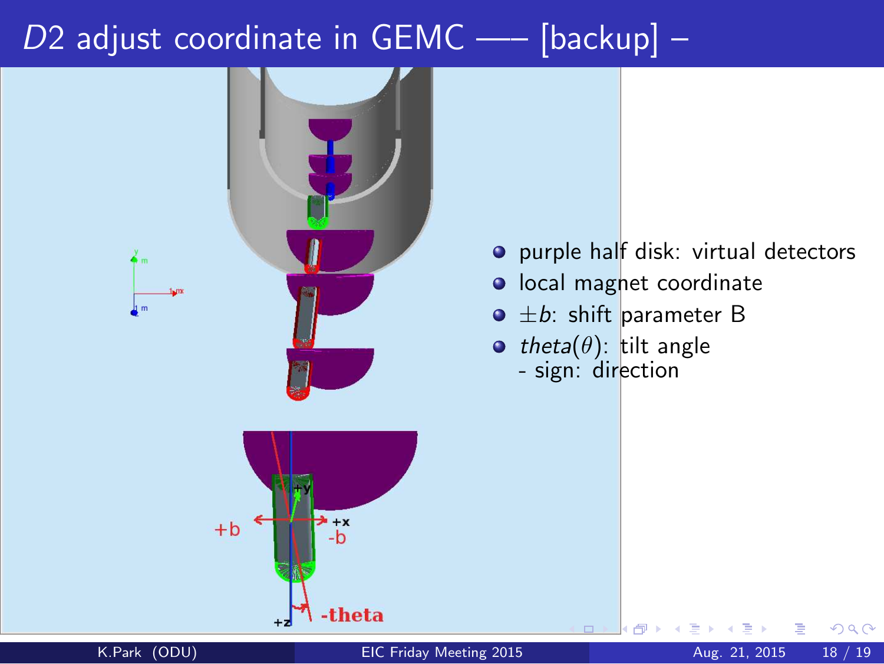# $D2$ adjust coordinate in GEMC —– [backup] –

- purple half disk: virtual detectors
- local magnet coordinate
- $\pm b$: shift parameter B
- *theta*($\theta$): tilt angle
  - sign: direction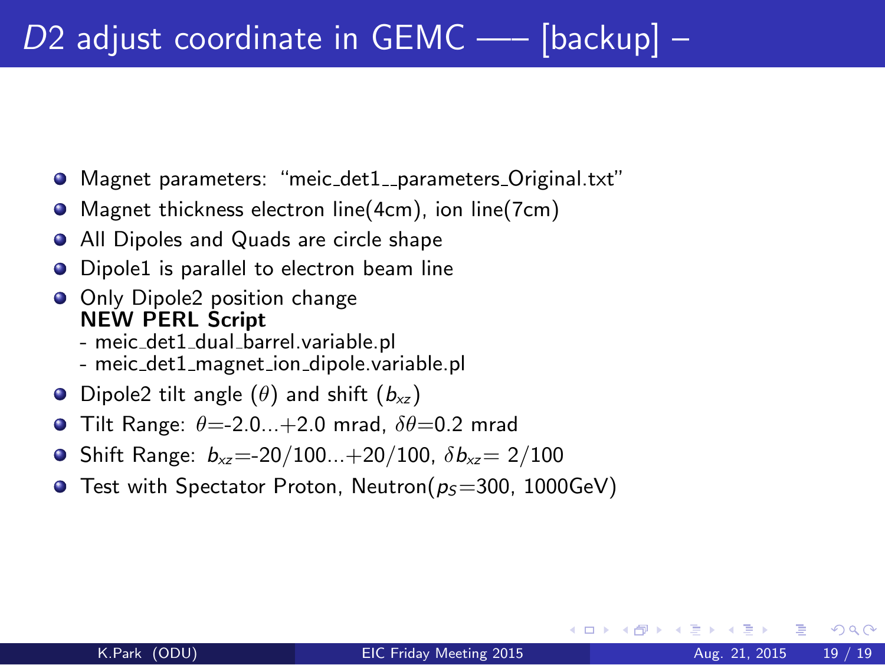# $D2$ adjust coordinate in GEMC —– [backup] –

- Magnet parameters: "meic_det1__parameters_Original.txt"
- Magnet thickness electron line(4cm), ion line(7cm)
- All Dipoles and Quads are circle shape
- Dipole1 is parallel to electron beam line
- Only Dipole2 position change
  **NEW PERL Script**
  - meic_det1_dual_barrel.variable.pl
  - meic_det1_magnet_ion_dipole.variable.pl
- Dipole2 tilt angle ($\theta$) and shift ($b_{xz}$)
- Tilt Range: $\theta$=-2.0...+2.0 mrad, $\delta\theta$=0.2 mrad
- Shift Range: $b_{xz}$=-20/100...+20/100, $\delta b_{xz}$= 2/100
- Test with Spectator Proton, Neutron($p_S$=300, 1000GeV)